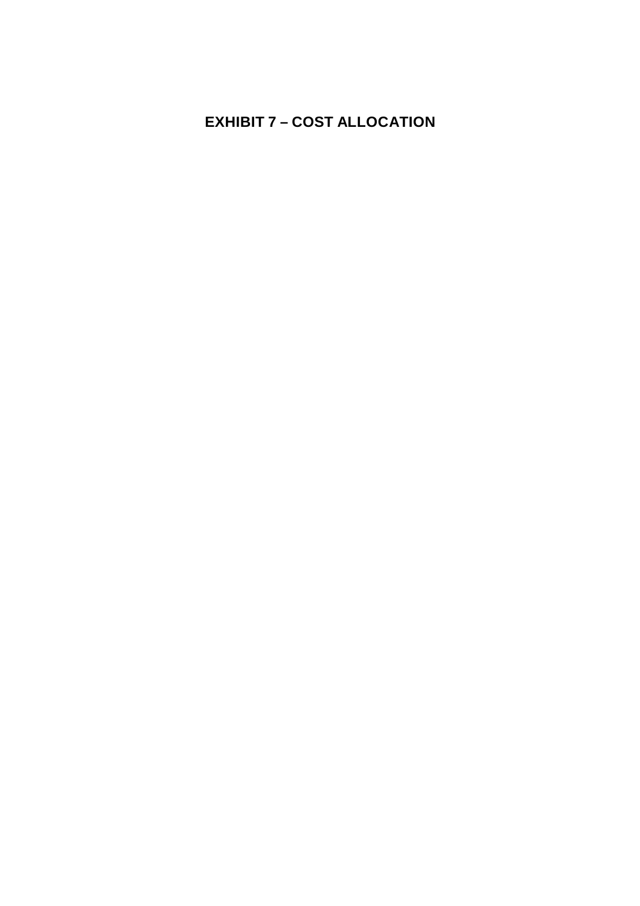# EXHIBIT 7 – COST ALLOCATION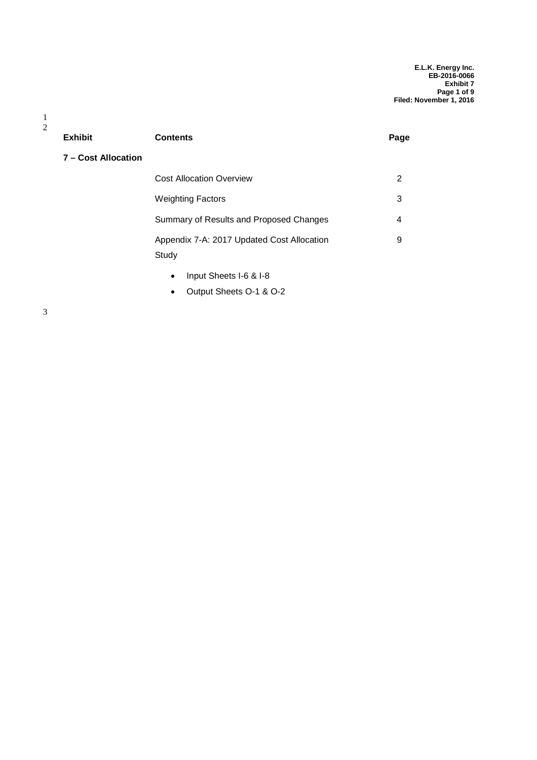| Exhibit | Contents | Page |
| --- | --- | --- |
| 7 – Cost Allocation | | |
| | Cost Allocation Overview | 2 |
| | Weighting Factors | 3 |
| | Summary of Results and Proposed Changes | 4 |
| | Appendix 7-A: 2017 Updated Cost Allocation Study | 9 |
| | • Input Sheets I-6 & I-8 | |
| | • Output Sheets O-1 & O-2 | |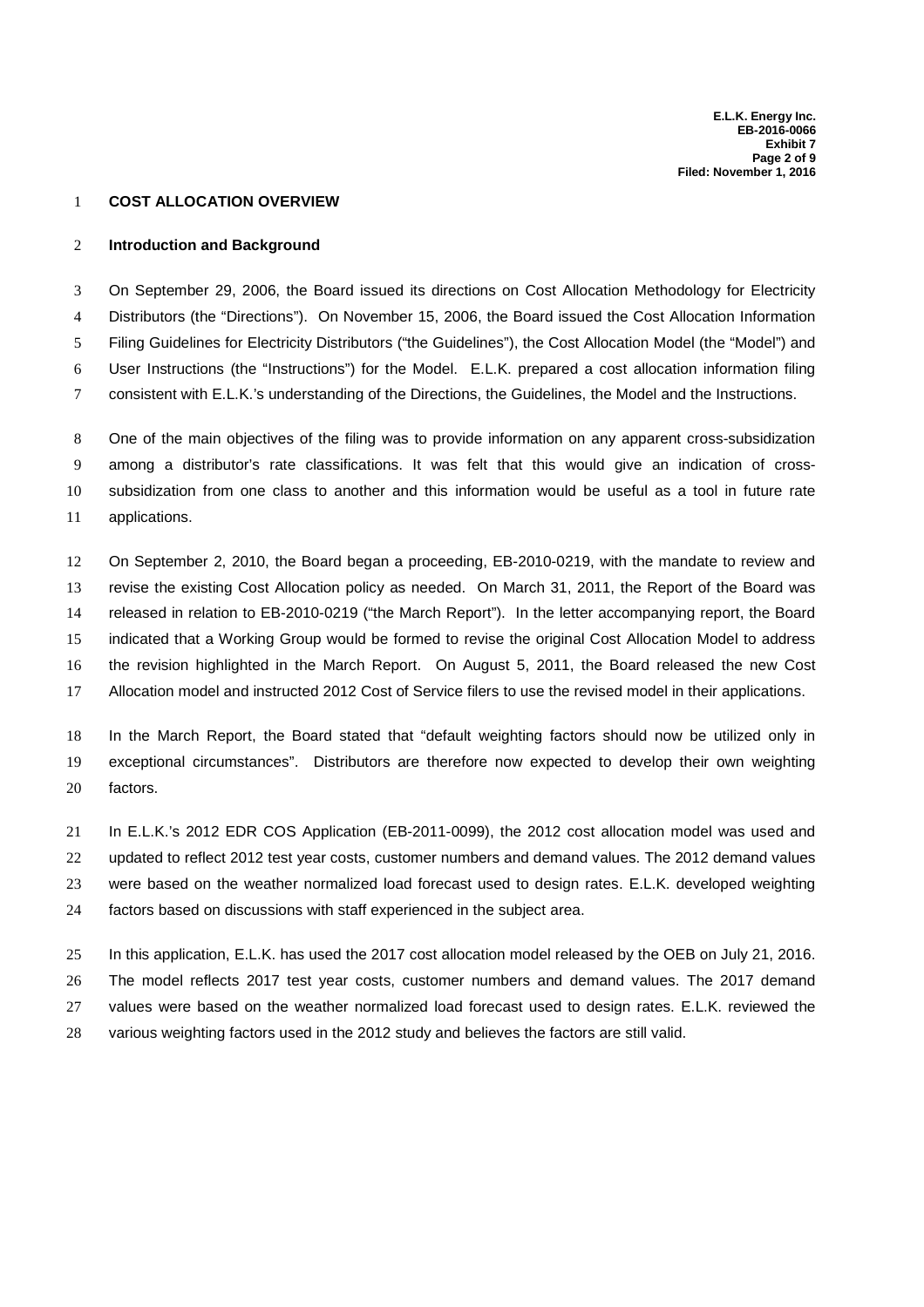## COST ALLOCATION OVERVIEW

### Introduction and Background

On September 29, 2006, the Board issued its directions on Cost Allocation Methodology for Electricity Distributors (the "Directions"). On November 15, 2006, the Board issued the Cost Allocation Information Filing Guidelines for Electricity Distributors ("the Guidelines"), the Cost Allocation Model (the "Model") and User Instructions (the "Instructions") for the Model. E.L.K. prepared a cost allocation information filing consistent with E.L.K.'s understanding of the Directions, the Guidelines, the Model and the Instructions.

One of the main objectives of the filing was to provide information on any apparent cross-subsidization among a distributor's rate classifications. It was felt that this would give an indication of cross-subsidization from one class to another and this information would be useful as a tool in future rate applications.

On September 2, 2010, the Board began a proceeding, EB-2010-0219, with the mandate to review and revise the existing Cost Allocation policy as needed. On March 31, 2011, the Report of the Board was released in relation to EB-2010-0219 ("the March Report"). In the letter accompanying report, the Board indicated that a Working Group would be formed to revise the original Cost Allocation Model to address the revision highlighted in the March Report. On August 5, 2011, the Board released the new Cost Allocation model and instructed 2012 Cost of Service filers to use the revised model in their applications.

In the March Report, the Board stated that "default weighting factors should now be utilized only in exceptional circumstances". Distributors are therefore now expected to develop their own weighting factors.

In E.L.K.'s 2012 EDR COS Application (EB-2011-0099), the 2012 cost allocation model was used and updated to reflect 2012 test year costs, customer numbers and demand values. The 2012 demand values were based on the weather normalized load forecast used to design rates. E.L.K. developed weighting factors based on discussions with staff experienced in the subject area.

In this application, E.L.K. has used the 2017 cost allocation model released by the OEB on July 21, 2016. The model reflects 2017 test year costs, customer numbers and demand values. The 2017 demand values were based on the weather normalized load forecast used to design rates. E.L.K. reviewed the various weighting factors used in the 2012 study and believes the factors are still valid.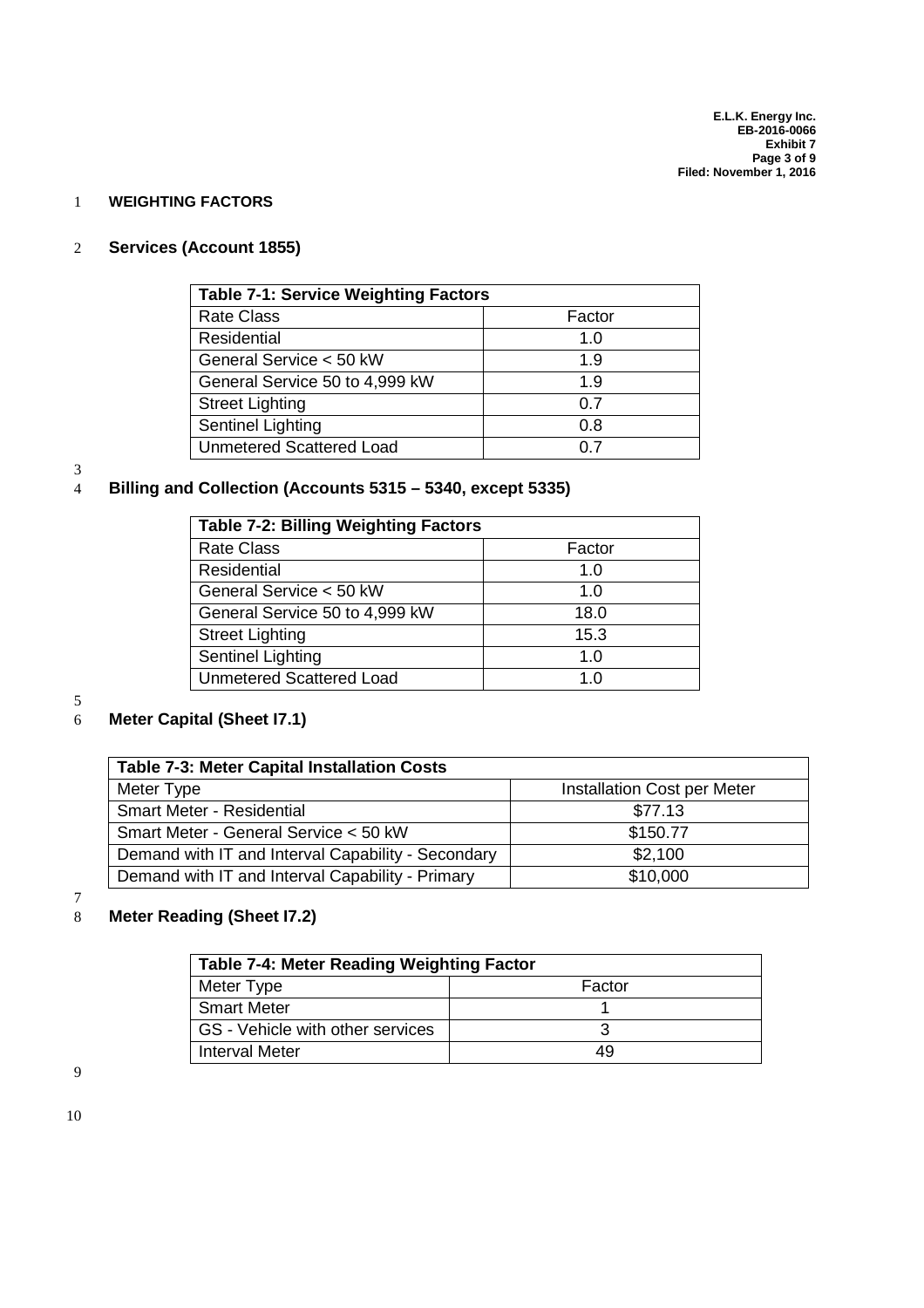## WEIGHTING FACTORS

### Services (Account 1855)

| Table 7-1: Service Weighting Factors | |
|---|---|
| Rate Class | Factor |
| Residential | 1.0 |
| General Service < 50 kW | 1.9 |
| General Service 50 to 4,999 kW | 1.9 |
| Street Lighting | 0.7 |
| Sentinel Lighting | 0.8 |
| Unmetered Scattered Load | 0.7 |

### Billing and Collection (Accounts 5315 – 5340, except 5335)

| Table 7-2: Billing Weighting Factors | |
|---|---|
| Rate Class | Factor |
| Residential | 1.0 |
| General Service < 50 kW | 1.0 |
| General Service 50 to 4,999 kW | 18.0 |
| Street Lighting | 15.3 |
| Sentinel Lighting | 1.0 |
| Unmetered Scattered Load | 1.0 |

### Meter Capital (Sheet I7.1)

| Table 7-3: Meter Capital Installation Costs | |
|---|---|
| Meter Type | Installation Cost per Meter |
| Smart Meter - Residential | $77.13 |
| Smart Meter - General Service < 50 kW | $150.77 |
| Demand with IT and Interval Capability - Secondary | $2,100 |
| Demand with IT and Interval Capability - Primary | $10,000 |

### Meter Reading (Sheet I7.2)

| Table 7-4: Meter Reading Weighting Factor | |
|---|---|
| Meter Type | Factor |
| Smart Meter | 1 |
| GS - Vehicle with other services | 3 |
| Interval Meter | 49 |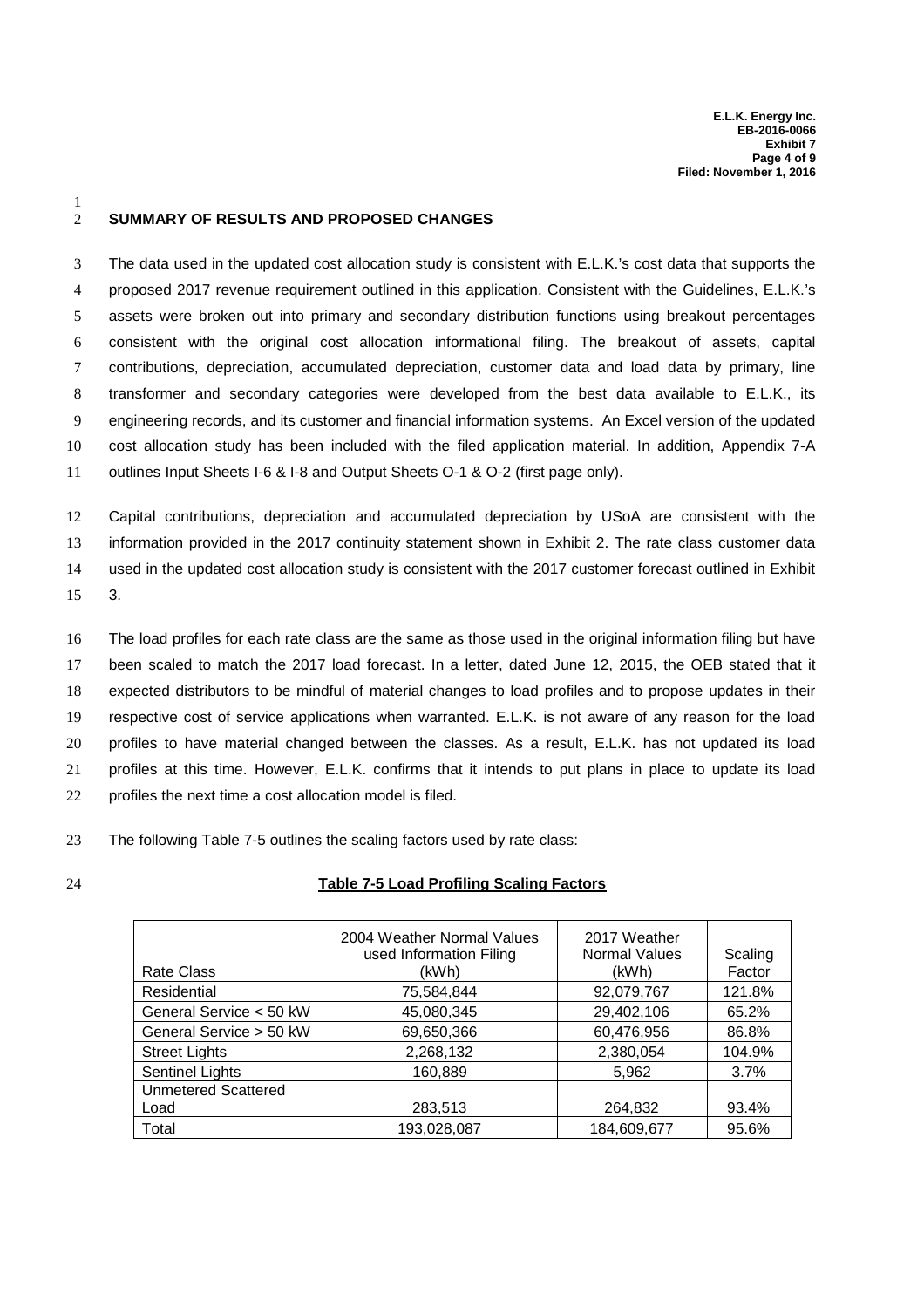## SUMMARY OF RESULTS AND PROPOSED CHANGES

The data used in the updated cost allocation study is consistent with E.L.K.'s cost data that supports the proposed 2017 revenue requirement outlined in this application. Consistent with the Guidelines, E.L.K.'s assets were broken out into primary and secondary distribution functions using breakout percentages consistent with the original cost allocation informational filing. The breakout of assets, capital contributions, depreciation, accumulated depreciation, customer data and load data by primary, line transformer and secondary categories were developed from the best data available to E.L.K., its engineering records, and its customer and financial information systems. An Excel version of the updated cost allocation study has been included with the filed application material. In addition, Appendix 7-A outlines Input Sheets I-6 & I-8 and Output Sheets O-1 & O-2 (first page only).

Capital contributions, depreciation and accumulated depreciation by USoA are consistent with the information provided in the 2017 continuity statement shown in Exhibit 2. The rate class customer data used in the updated cost allocation study is consistent with the 2017 customer forecast outlined in Exhibit 3.

The load profiles for each rate class are the same as those used in the original information filing but have been scaled to match the 2017 load forecast. In a letter, dated June 12, 2015, the OEB stated that it expected distributors to be mindful of material changes to load profiles and to propose updates in their respective cost of service applications when warranted. E.L.K. is not aware of any reason for the load profiles to have material changed between the classes. As a result, E.L.K. has not updated its load profiles at this time. However, E.L.K. confirms that it intends to put plans in place to update its load profiles the next time a cost allocation model is filed.

The following Table 7-5 outlines the scaling factors used by rate class:

**Table 7-5 Load Profiling Scaling Factors**

| Rate Class | 2004 Weather Normal Values used Information Filing (kWh) | 2017 Weather Normal Values (kWh) | Scaling Factor |
|---|---|---|---|
| Residential | 75,584,844 | 92,079,767 | 121.8% |
| General Service < 50 kW | 45,080,345 | 29,402,106 | 65.2% |
| General Service > 50 kW | 69,650,366 | 60,476,956 | 86.8% |
| Street Lights | 2,268,132 | 2,380,054 | 104.9% |
| Sentinel Lights | 160,889 | 5,962 | 3.7% |
| Unmetered Scattered Load | 283,513 | 264,832 | 93.4% |
| Total | 193,028,087 | 184,609,677 | 95.6% |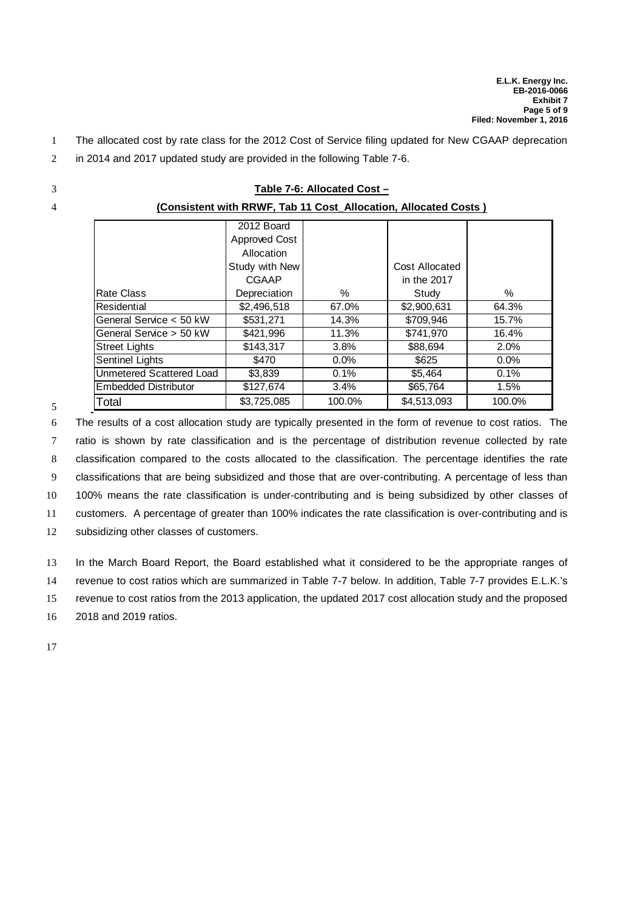The allocated cost by rate class for the 2012 Cost of Service filing updated for New CGAAP deprecation in 2014 and 2017 updated study are provided in the following Table 7-6.

**Table 7-6: Allocated Cost –**

**(Consistent with RRWF, Tab 11 Cost_Allocation, Allocated Costs )**

| Rate Class | 2012 Board Approved Cost Allocation Study with New CGAAP Depreciation | % | Cost Allocated in the 2017 Study | % |
|---|---|---|---|---|
| Residential | $2,496,518 | 67.0% | $2,900,631 | 64.3% |
| General Service < 50 kW | $531,271 | 14.3% | $709,946 | 15.7% |
| General Service > 50 kW | $421,996 | 11.3% | $741,970 | 16.4% |
| Street Lights | $143,317 | 3.8% | $88,694 | 2.0% |
| Sentinel Lights | $470 | 0.0% | $625 | 0.0% |
| Unmetered Scattered Load | $3,839 | 0.1% | $5,464 | 0.1% |
| Embedded Distributor | $127,674 | 3.4% | $65,764 | 1.5% |
| Total | $3,725,085 | 100.0% | $4,513,093 | 100.0% |

The results of a cost allocation study are typically presented in the form of revenue to cost ratios. The ratio is shown by rate classification and is the percentage of distribution revenue collected by rate classification compared to the costs allocated to the classification. The percentage identifies the rate classifications that are being subsidized and those that are over-contributing. A percentage of less than 100% means the rate classification is under-contributing and is being subsidized by other classes of customers. A percentage of greater than 100% indicates the rate classification is over-contributing and is subsidizing other classes of customers.

In the March Board Report, the Board established what it considered to be the appropriate ranges of revenue to cost ratios which are summarized in Table 7-7 below. In addition, Table 7-7 provides E.L.K.'s revenue to cost ratios from the 2013 application, the updated 2017 cost allocation study and the proposed 2018 and 2019 ratios.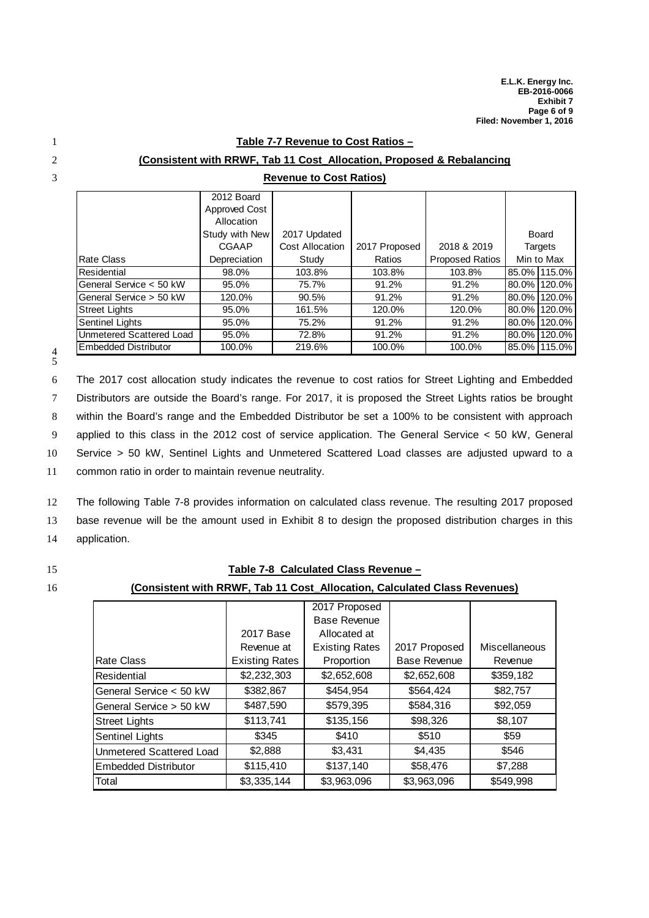**Table 7-7 Revenue to Cost Ratios –**

**(Consistent with RRWF, Tab 11 Cost_Allocation, Proposed & Rebalancing Revenue to Cost Ratios)**

| Rate Class | 2012 Board Approved Cost Allocation Study with New CGAAP Depreciation | 2017 Updated Cost Allocation Study | 2017 Proposed Ratios | 2018 & 2019 Proposed Ratios | Board Targets Min to Max | |
|---|---|---|---|---|---|---|
| Residential | 98.0% | 103.8% | 103.8% | 103.8% | 85.0% | 115.0% |
| General Service < 50 kW | 95.0% | 75.7% | 91.2% | 91.2% | 80.0% | 120.0% |
| General Service > 50 kW | 120.0% | 90.5% | 91.2% | 91.2% | 80.0% | 120.0% |
| Street Lights | 95.0% | 161.5% | 120.0% | 120.0% | 80.0% | 120.0% |
| Sentinel Lights | 95.0% | 75.2% | 91.2% | 91.2% | 80.0% | 120.0% |
| Unmetered Scattered Load | 95.0% | 72.8% | 91.2% | 91.2% | 80.0% | 120.0% |
| Embedded Distributor | 100.0% | 219.6% | 100.0% | 100.0% | 85.0% | 115.0% |

The 2017 cost allocation study indicates the revenue to cost ratios for Street Lighting and Embedded Distributors are outside the Board's range. For 2017, it is proposed the Street Lights ratios be brought within the Board's range and the Embedded Distributor be set a 100% to be consistent with approach applied to this class in the 2012 cost of service application. The General Service < 50 kW, General Service > 50 kW, Sentinel Lights and Unmetered Scattered Load classes are adjusted upward to a common ratio in order to maintain revenue neutrality.

The following Table 7-8 provides information on calculated class revenue. The resulting 2017 proposed base revenue will be the amount used in Exhibit 8 to design the proposed distribution charges in this application.

**Table 7-8 Calculated Class Revenue –**

**(Consistent with RRWF, Tab 11 Cost_Allocation, Calculated Class Revenues)**

| Rate Class | 2017 Base Revenue at Existing Rates | 2017 Proposed Base Revenue Allocated at Existing Rates Proportion | 2017 Proposed Base Revenue | Miscellaneous Revenue |
|---|---|---|---|---|
| Residential | $2,232,303 | $2,652,608 | $2,652,608 | $359,182 |
| General Service < 50 kW | $382,867 | $454,954 | $564,424 | $82,757 |
| General Service > 50 kW | $487,590 | $579,395 | $584,316 | $92,059 |
| Street Lights | $113,741 | $135,156 | $98,326 | $8,107 |
| Sentinel Lights | $345 | $410 | $510 | $59 |
| Unmetered Scattered Load | $2,888 | $3,431 | $4,435 | $546 |
| Embedded Distributor | $115,410 | $137,140 | $58,476 | $7,288 |
| Total | $3,335,144 | $3,963,096 | $3,963,096 | $549,998 |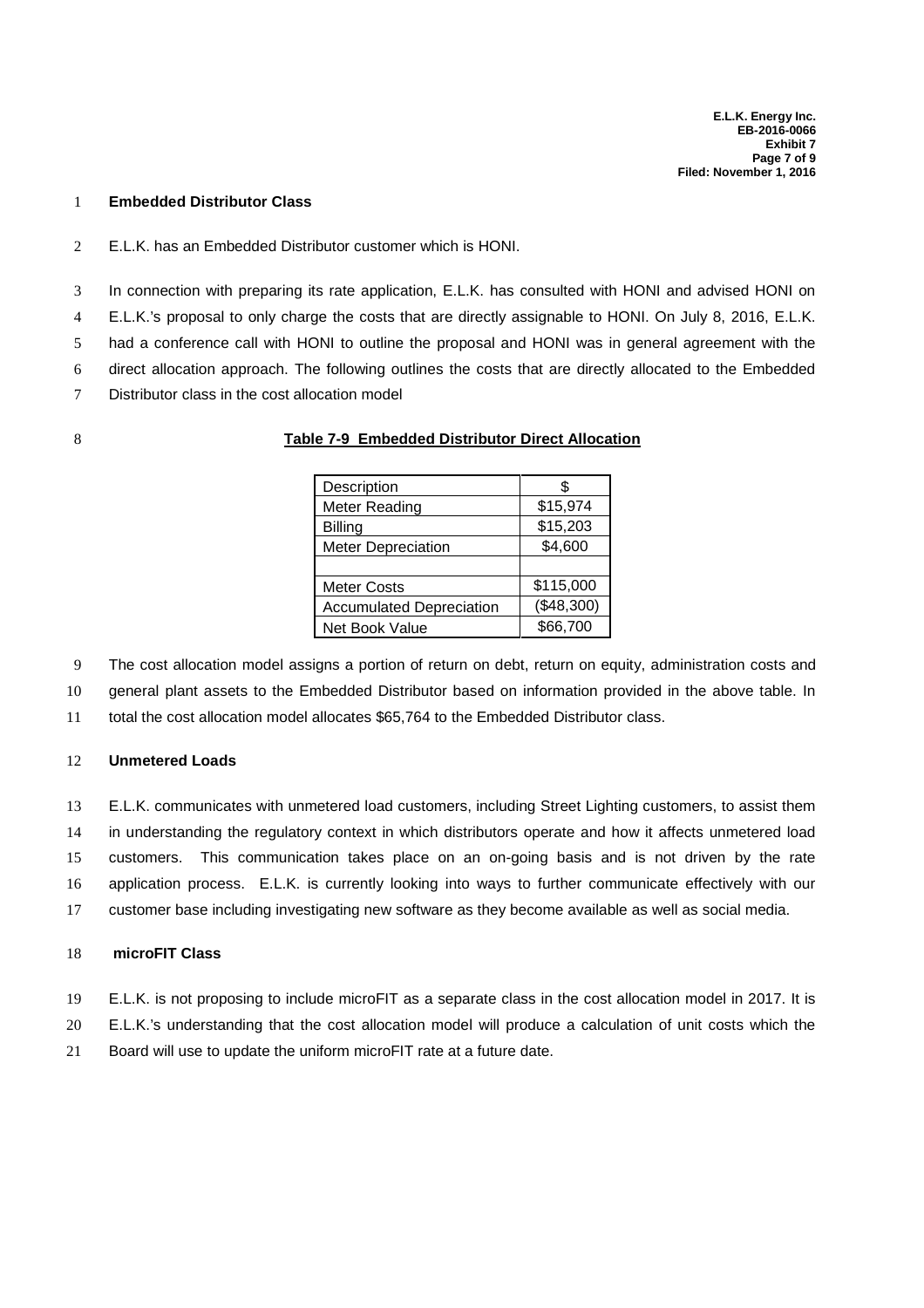**Embedded Distributor Class**

E.L.K. has an Embedded Distributor customer which is HONI.

In connection with preparing its rate application, E.L.K. has consulted with HONI and advised HONI on E.L.K.'s proposal to only charge the costs that are directly assignable to HONI. On July 8, 2016, E.L.K. had a conference call with HONI to outline the proposal and HONI was in general agreement with the direct allocation approach. The following outlines the costs that are directly allocated to the Embedded Distributor class in the cost allocation model

**Table 7-9 Embedded Distributor Direct Allocation**

| Description | $ |
|---|---|
| Meter Reading | $15,974 |
| Billing | $15,203 |
| Meter Depreciation | $4,600 |
| | |
| Meter Costs | $115,000 |
| Accumulated Depreciation | ($48,300) |
| Net Book Value | $66,700 |

The cost allocation model assigns a portion of return on debt, return on equity, administration costs and general plant assets to the Embedded Distributor based on information provided in the above table. In total the cost allocation model allocates $65,764 to the Embedded Distributor class.

**Unmetered Loads**

E.L.K. communicates with unmetered load customers, including Street Lighting customers, to assist them in understanding the regulatory context in which distributors operate and how it affects unmetered load customers. This communication takes place on an on-going basis and is not driven by the rate application process. E.L.K. is currently looking into ways to further communicate effectively with our customer base including investigating new software as they become available as well as social media.

**microFIT Class**

E.L.K. is not proposing to include microFIT as a separate class in the cost allocation model in 2017. It is E.L.K.'s understanding that the cost allocation model will produce a calculation of unit costs which the Board will use to update the uniform microFIT rate at a future date.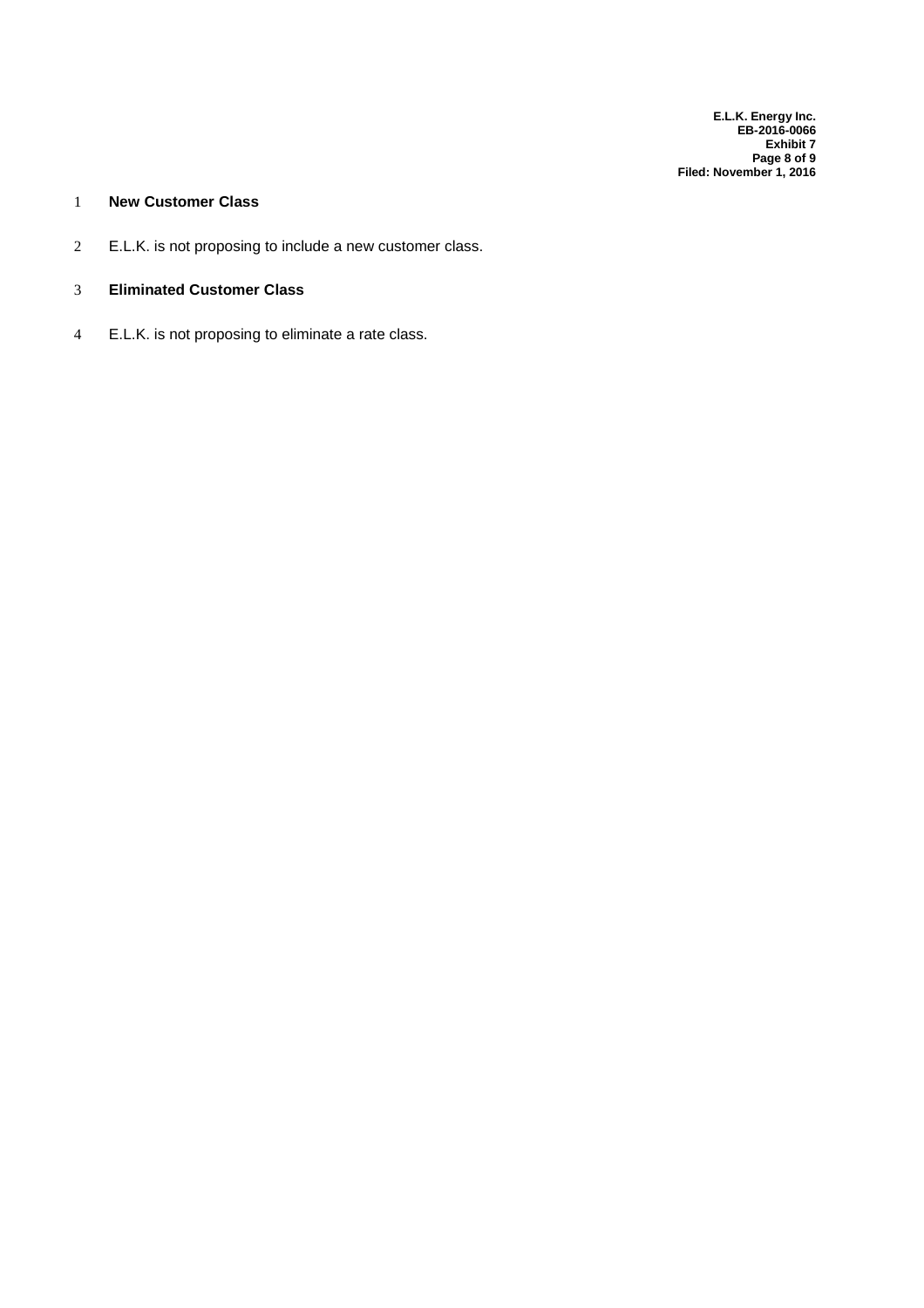**New Customer Class**

E.L.K. is not proposing to include a new customer class.

**Eliminated Customer Class**

E.L.K. is not proposing to eliminate a rate class.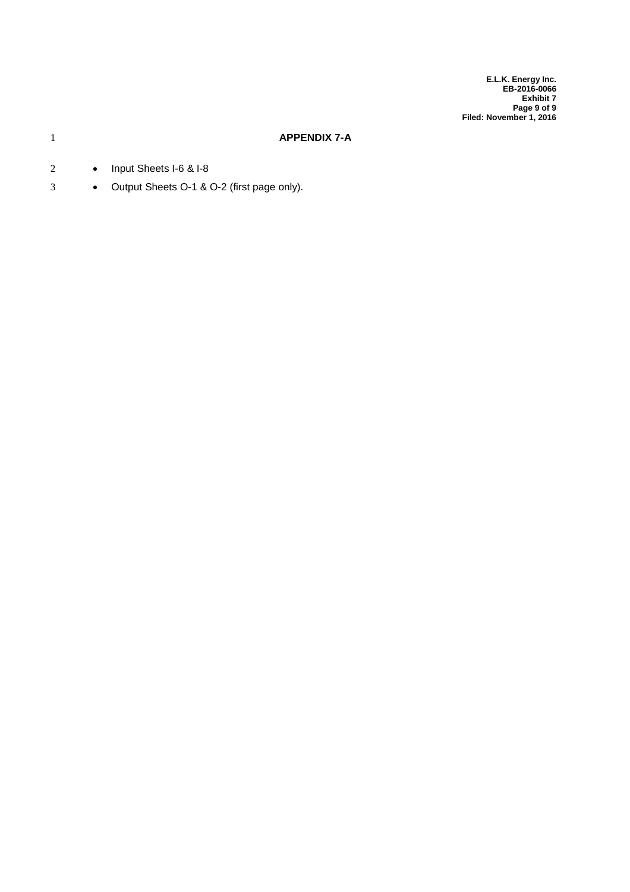# APPENDIX 7-A

- Input Sheets I-6 & I-8
- Output Sheets O-1 & O-2 (first page only).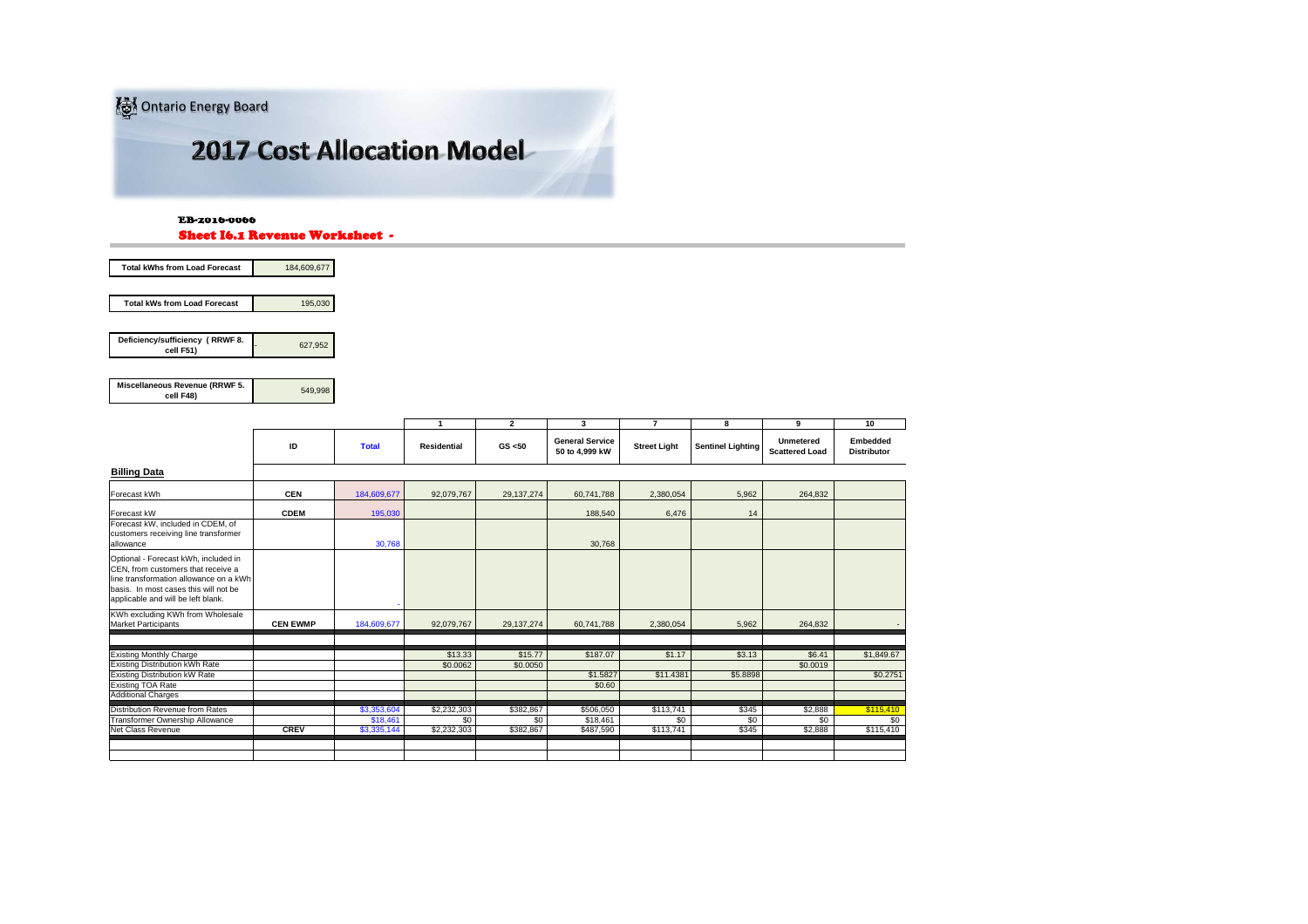Ontario Energy Board

# 2017 Cost Allocation Model

**EB-2016-0066**

**Sheet I6.1 Revenue Worksheet -**

| Total kWhs from Load Forecast | 184,609,677 |
|---|---|

| Total kWs from Load Forecast | 195,030 |
|---|---|

| Deficiency/sufficiency ( RRWF 8. cell F51) | - 627,952 |
|---|---|

| Miscellaneous Revenue (RRWF 5. cell F48) | 549,998 |
|---|---|

| | | | 1 | 2 | 3 | 7 | 8 | 9 | 10 |
|---|---|---|---|---|---|---|---|---|---|
| | ID | Total | Residential | GS <50 | General Service 50 to 4,999 kW | Street Light | Sentinel Lighting | Unmetered Scattered Load | Embedded Distributor |
| **Billing Data** | | | | | | | | | |
| Forecast kWh | CEN | 184,609,677 | 92,079,767 | 29,137,274 | 60,741,788 | 2,380,054 | 5,962 | 264,832 | |
| Forecast kW | CDEM | 195,030 | | | 188,540 | 6,476 | 14 | | |
| Forecast kW, included in CDEM, of customers receiving line transformer allowance | | 30,768 | | | 30,768 | | | | |
| Optional - Forecast kWh, included in CEN, from customers that receive a line transformation allowance on a kWh basis. In most cases this will not be applicable and will be left blank. | | - | | | | | | | |
| KWh excluding KWh from Wholesale Market Participants | CEN EWMP | 184,609,677 | 92,079,767 | 29,137,274 | 60,741,788 | 2,380,054 | 5,962 | 264,832 | - |
| | | | | | | | | | |
| Existing Monthly Charge | | | $13.33 | $15.77 | $187.07 | $1.17 | $3.13 | $6.41 | $1,849.67 |
| Existing Distribution kWh Rate | | | $0.0062 | $0.0050 | | | | $0.0019 | |
| Existing Distribution kW Rate | | | | | $1.5827 | $11.4381 | $5.8898 | | $0.2751 |
| Existing TOA Rate | | | | | $0.60 | | | | |
| Additional Charges | | | | | | | | | |
| Distribution Revenue from Rates | | $3,353,604 | $2,232,303 | $382,867 | $506,050 | $113,741 | $345 | $2,888 | $115,410 |
| Transformer Ownership Allowance | | $18,461 | $0 | $0 | $18,461 | $0 | $0 | $0 | $0 |
| Net Class Revenue | CREV | $3,335,144 | $2,232,303 | $382,867 | $487,590 | $113,741 | $345 | $2,888 | $115,410 |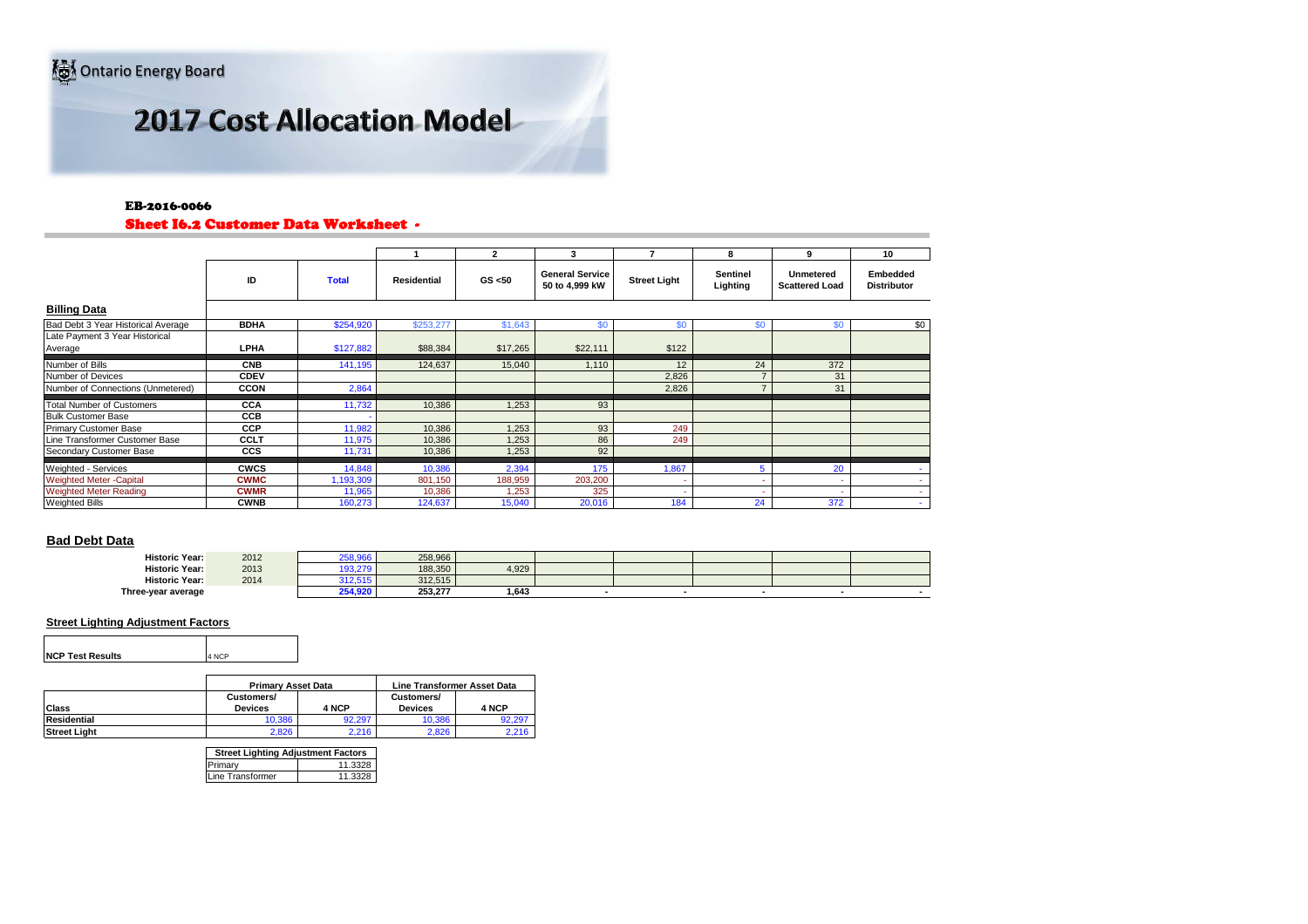Ontario Energy Board

# 2017 Cost Allocation Model

### EB-2016-0066

### Sheet I6.2 Customer Data Worksheet -

| | ID | Total | 1 | 2 | 3 | 7 | 8 | 9 | 10 |
|---|---|---|---|---|---|---|---|---|---|
| | | | Residential | GS <50 | General Service 50 to 4,999 kW | Street Light | Sentinel Lighting | Unmetered Scattered Load | Embedded Distributor |
| **Billing Data** | | | | | | | | | |
| Bad Debt 3 Year Historical Average | BDHA | $254,920 | $253,277 | $1,643 | $0 | $0 | $0 | $0 | $0 |
| Late Payment 3 Year Historical Average | LPHA | $127,882 | $88,384 | $17,265 | $22,111 | $122 | | | |
| Number of Bills | CNB | 141,195 | 124,637 | 15,040 | 1,110 | 12 | 24 | 372 | |
| Number of Devices | CDEV | | | | | 2,826 | 7 | 31 | |
| Number of Connections (Unmetered) | CCON | 2,864 | | | | 2,826 | 7 | 31 | |
| Total Number of Customers | CCA | 11,732 | 10,386 | 1,253 | 93 | | | | |
| Bulk Customer Base | CCB | - | | | | | | | |
| Primary Customer Base | CCP | 11,982 | 10,386 | 1,253 | 93 | 249 | | | |
| Line Transformer Customer Base | CCLT | 11,975 | 10,386 | 1,253 | 86 | 249 | | | |
| Secondary Customer Base | CCS | 11,731 | 10,386 | 1,253 | 92 | | | | |
| Weighted - Services | CWCS | 14,848 | 10,386 | 2,394 | 175 | 1,867 | 5 | 20 | - |
| Weighted Meter -Capital | CWMC | 1,193,309 | 801,150 | 188,959 | 203,200 | - | - | - | - |
| Weighted Meter Reading | CWMR | 11,965 | 10,386 | 1,253 | 325 | - | - | - | - |
| Weighted Bills | CWNB | 160,273 | 124,637 | 15,040 | 20,016 | 184 | 24 | 372 | - |

## Bad Debt Data

| | | | | | | | | | |
|---|---|---|---|---|---|---|---|---|---|
| Historic Year: | 2012 | 258,966 | 258,966 | | | | | | |
| Historic Year: | 2013 | 193,279 | 188,350 | 4,929 | | | | | |
| Historic Year: | 2014 | 312,515 | 312,515 | | | | | | |
| Three-year average | | 254,920 | 253,277 | 1,643 | - | - | - | - | - |

### Street Lighting Adjustment Factors

| NCP Test Results | 4 NCP |
|---|---|

| | Primary Asset Data | | Line Transformer Asset Data | |
|---|---|---|---|---|
| Class | Customers/ Devices | 4 NCP | Customers/ Devices | 4 NCP |
| Residential | 10,386 | 92,297 | 10,386 | 92,297 |
| Street Light | 2,826 | 2,216 | 2,826 | 2,216 |

| Street Lighting Adjustment Factors | |
|---|---|
| Primary | 11.3328 |
| Line Transformer | 11.3328 |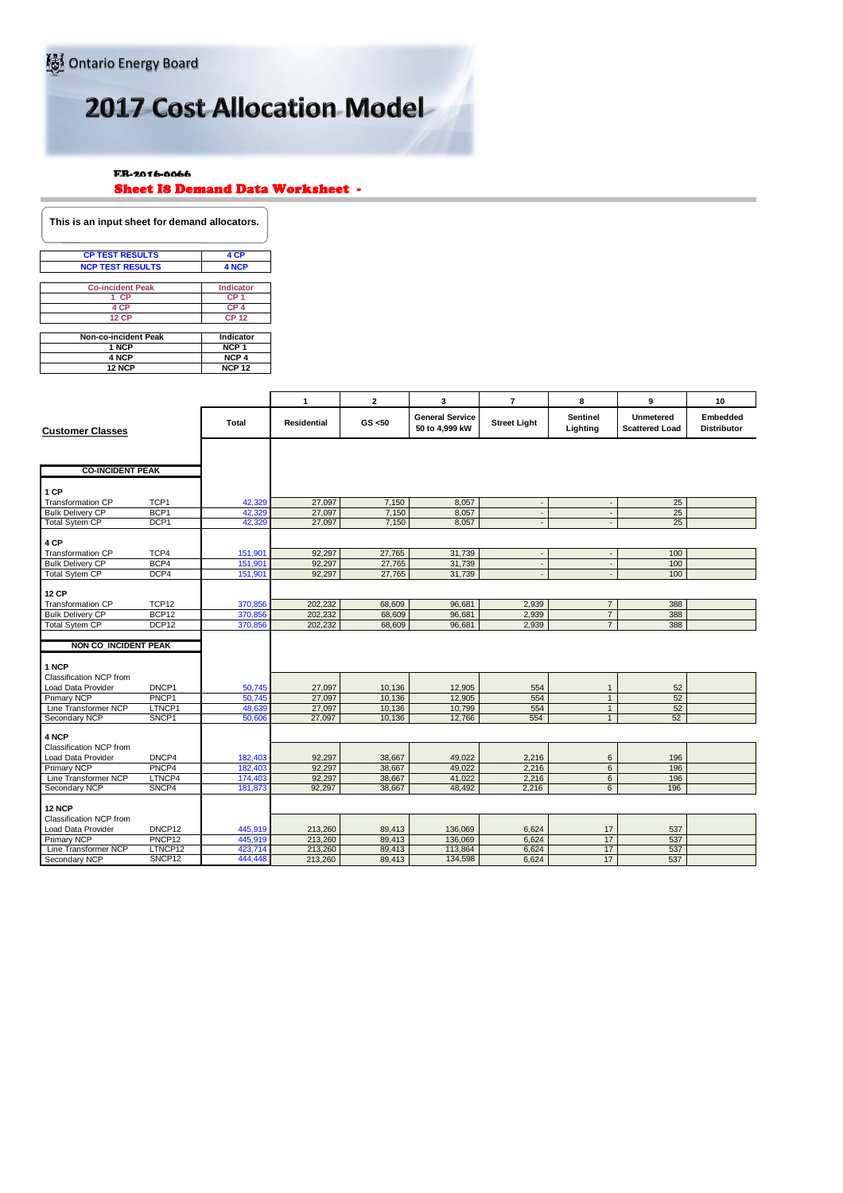Ontario Energy Board

# 2017 Cost Allocation Model

EB-2016-0066

## Sheet I8 Demand Data Worksheet -

**This is an input sheet for demand allocators.**

| CP TEST RESULTS | 4 CP |
|---|---|
| NCP TEST RESULTS | 4 NCP |

| Co-incident Peak | Indicator |
|---|---|
| 1 CP | CP 1 |
| 4 CP | CP 4 |
| 12 CP | CP 12 |

| Non-co-incident Peak | Indicator |
|---|---|
| 1 NCP | NCP 1 |
| 4 NCP | NCP 4 |
| 12 NCP | NCP 12 |

| | | | 1 | 2 | 3 | 7 | 8 | 9 | 10 |
|---|---|---|---|---|---|---|---|---|---|
| **Customer Classes** | | Total | Residential | GS <50 | General Service 50 to 4,999 kW | Street Light | Sentinel Lighting | Unmetered Scattered Load | Embedded Distributor |
| **CO-INCIDENT PEAK** | | | | | | | | | |
| **1 CP** | | | | | | | | | |
| Transformation CP | TCP1 | 42,329 | 27,097 | 7,150 | 8,057 | - | - | 25 | |
| Bulk Delivery CP | BCP1 | 42,329 | 27,097 | 7,150 | 8,057 | - | - | 25 | |
| Total Sytem CP | DCP1 | 42,329 | 27,097 | 7,150 | 8,057 | - | - | 25 | |
| **4 CP** | | | | | | | | | |
| Transformation CP | TCP4 | 151,901 | 92,297 | 27,765 | 31,739 | - | - | 100 | |
| Bulk Delivery CP | BCP4 | 151,901 | 92,297 | 27,765 | 31,739 | - | - | 100 | |
| Total Sytem CP | DCP4 | 151,901 | 92,297 | 27,765 | 31,739 | - | - | 100 | |
| **12 CP** | | | | | | | | | |
| Transformation CP | TCP12 | 370,856 | 202,232 | 68,609 | 96,681 | 2,939 | 7 | 388 | |
| Bulk Delivery CP | BCP12 | 370,856 | 202,232 | 68,609 | 96,681 | 2,939 | 7 | 388 | |
| Total Sytem CP | DCP12 | 370,856 | 202,232 | 68,609 | 96,681 | 2,939 | 7 | 388 | |
| **NON CO_INCIDENT PEAK** | | | | | | | | | |
| **1 NCP** | | | | | | | | | |
| Classification NCP from Load Data Provider | DNCP1 | 50,745 | 27,097 | 10,136 | 12,905 | 554 | 1 | 52 | |
| Primary NCP | PNCP1 | 50,745 | 27,097 | 10,136 | 12,905 | 554 | 1 | 52 | |
| Line Transformer NCP | LTNCP1 | 48,639 | 27,097 | 10,136 | 10,799 | 554 | 1 | 52 | |
| Secondary NCP | SNCP1 | 50,606 | 27,097 | 10,136 | 12,766 | 554 | 1 | 52 | |
| **4 NCP** | | | | | | | | | |
| Classification NCP from Load Data Provider | DNCP4 | 182,403 | 92,297 | 38,667 | 49,022 | 2,216 | 6 | 196 | |
| Primary NCP | PNCP4 | 182,403 | 92,297 | 38,667 | 49,022 | 2,216 | 6 | 196 | |
| Line Transformer NCP | LTNCP4 | 174,403 | 92,297 | 38,667 | 41,022 | 2,216 | 6 | 196 | |
| Secondary NCP | SNCP4 | 181,873 | 92,297 | 38,667 | 48,492 | 2,216 | 6 | 196 | |
| **12 NCP** | | | | | | | | | |
| Classification NCP from Load Data Provider | DNCP12 | 445,919 | 213,260 | 89,413 | 136,069 | 6,624 | 17 | 537 | |
| Primary NCP | PNCP12 | 445,919 | 213,260 | 89,413 | 136,069 | 6,624 | 17 | 537 | |
| Line Transformer NCP | LTNCP12 | 423,714 | 213,260 | 89,413 | 113,864 | 6,624 | 17 | 537 | |
| Secondary NCP | SNCP12 | 444,448 | 213,260 | 89,413 | 134,598 | 6,624 | 17 | 537 | |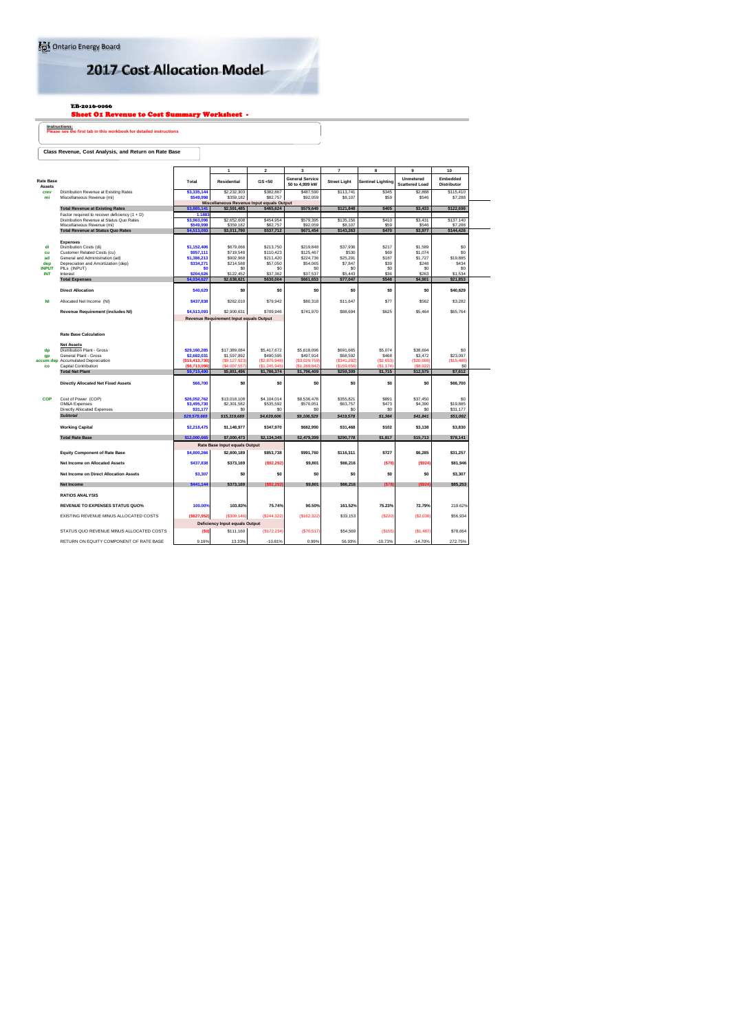Ontario Energy Board

# 2017 Cost Allocation Model

EB-2016-0066

## Sheet O1 Revenue to Cost Summary Worksheet -

**Instructions:**
Please see the first tab in this workbook for detailed instructions

**Class Revenue, Cost Analysis, and Return on Rate Base**

| | | | 1 | 2 | 3 | 7 | 8 | 9 | 10 |
|---|---|---|---|---|---|---|---|---|---|
| **Rate Base Assets** | | **Total** | **Residential** | **GS <50** | **General Service 50 to 4,999 kW** | **Street Light** | **Sentinel Lighting** | **Unmetered Scattered Load** | **Embedded Distributor** |
| crev | Distribution Revenue at Existing Rates | $3,335,144 | $2,232,303 | $382,867 | $487,590 | $113,741 | $345 | $2,888 | $115,410 |
| mi | Miscellaneous Revenue (mi) | $549,998 | $359,182 | $82,757 | $92,059 | $8,107 | $59 | $546 | $7,288 |
| | | | Miscellaneous Revenue Input equals Output | | | | | | |
| | **Total Revenue at Existing Rates** | $3,885,141 | $2,591,485 | $465,624 | $579,649 | $121,848 | $405 | $3,433 | $122,698 |
| | Factor required to recover deficiency (1 + D) | 1.1883 | | | | | | | |
| | Distribution Revenue at Status Quo Rates | $3,963,096 | $2,652,608 | $454,954 | $579,395 | $135,156 | $410 | $3,431 | $137,140 |
| | Miscellaneous Revenue (mi) | $549,998 | $359,182 | $82,757 | $92,059 | $8,107 | $59 | $546 | $7,288 |
| | **Total Revenue at Status Quo Rates** | $4,513,093 | $3,011,790 | $537,712 | $671,454 | $143,263 | $470 | $3,977 | $144,428 |
| | **Expenses** | | | | | | | | |
| di | Distribution Costs (di) | $1,152,406 | $679,066 | $213,750 | $219,848 | $37,936 | $217 | $1,589 | $0 |
| cu | Customer Related Costs (cu) | $957,111 | $719,548 | $110,423 | $125,467 | $530 | $69 | $1,074 | $0 |
| ad | General and Administration (ad) | $1,386,213 | $902,968 | $211,420 | $224,736 | $25,291 | $187 | $1,727 | $19,885 |
| dep | Depreciation and Amortization (dep) | $334,271 | $214,588 | $57,050 | $54,065 | $7,847 | $39 | $248 | $434 |
| INPUT | PILs (INPUT) | $0 | $0 | $0 | $0 | $0 | $0 | $0 | $0 |
| INT | Interest | $204,626 | $122,452 | $37,362 | $37,537 | $5,443 | $36 | $263 | $1,534 |
| | **Total Expenses** | $4,034,627 | $2,638,621 | $630,004 | $661,653 | $77,047 | $548 | $4,901 | $21,853 |
| | **Direct Allocation** | $40,629 | $0 | $0 | $0 | $0 | $0 | $0 | $40,629 |
| NI | Allocated Net Income (NI) | $437,838 | $262,010 | $79,942 | $80,318 | $11,647 | $77 | $562 | $3,282 |
| | **Revenue Requirement (includes NI)** | $4,513,093 | $2,900,631 | $709,946 | $741,970 | $88,694 | $625 | $5,464 | $65,764 |
| | | | Revenue Requirement Input equals Output | | | | | | |
| | **Rate Base Calculation** | | | | | | | | |
| | **Net Assets** | | | | | | | | |
| dp | Distribution Plant - Gross | $29,160,285 | $17,389,084 | $5,417,672 | $5,618,096 | $691,665 | $5,074 | $38,694 | $0 |
| gp | General Plant - Gross | $2,682,031 | $1,597,892 | $490,595 | $497,914 | $68,592 | $468 | $3,472 | $23,097 |
| accum dep | Accumulated Depreciation | ($15,413,730) | ($9,127,923) | ($2,875,948) | ($3,029,759) | ($341,292) | ($2,653) | ($20,668) | ($15,486) |
| co | Capital Contribution | ($6,713,096) | ($4,007,557) | ($1,245,945) | ($1,289,842) | ($159,656) | ($1,174) | ($8,922) | $0 |
| | **Total Net Plant** | $9,715,490 | $5,851,496 | $1,786,374 | $1,796,409 | $259,309 | $1,715 | $12,575 | $7,612 |
| | **Directly Allocated Net Fixed Assets** | $66,700 | $0 | $0 | $0 | $0 | $0 | $0 | $66,700 |
| COP | Cost of Power (COP) | $26,052,782 | $13,018,108 | $4,104,014 | $8,536,478 | $355,821 | $891 | $37,450 | $0 |
| | OM&A Expenses | $3,495,730 | $2,301,582 | $535,592 | $570,051 | $63,757 | $473 | $4,390 | $19,885 |
| | Directly Allocated Expenses | $31,177 | $0 | $0 | $0 | $0 | $0 | $0 | $31,177 |
| | *Subtotal* | *$29,579,689* | *$15,319,689* | *$4,639,606* | *$9,106,529* | *$419,578* | *$1,364* | *$41,841* | *$51,062* |
| | **Working Capital** | $2,218,475 | $1,148,977 | $347,970 | $682,990 | $31,468 | $102 | $3,138 | $3,830 |
| | **Total Rate Base** | $12,000,665 | $7,000,473 | $2,134,345 | $2,479,399 | $290,778 | $1,817 | $15,713 | $78,141 |
| | | | Rate Base Input equals Output | | | | | | |
| | **Equity Component of Rate Base** | $4,800,266 | $2,800,189 | $853,738 | $991,760 | $116,311 | $727 | $6,285 | $31,257 |
| | **Net Income on Allocated Assets** | $437,838 | $373,169 | ($92,292) | $9,801 | $66,216 | ($78) | ($924) | $81,946 |
| | **Net Income on Direct Allocation Assets** | $3,307 | $0 | $0 | $0 | $0 | $0 | $0 | $3,307 |
| | **Net Income** | $441,144 | $373,169 | ($92,292) | $9,801 | $66,216 | ($78) | ($924) | $85,253 |
| | **RATIOS ANALYSIS** | | | | | | | | |
| | **REVENUE TO EXPENSES STATUS QUO%** | 100.00% | 103.83% | 75.74% | 90.50% | 161.52% | 75.23% | 72.79% | 219.62% |
| | EXISTING REVENUE MINUS ALLOCATED COSTS | ($627,952) | ($309,146) | ($244,322) | ($162,322) | $33,153 | ($220) | ($2,030) | $56,934 |
| | | | Deficiency Input equals Output | | | | | | |
| | STATUS QUO REVENUE MINUS ALLOCATED COSTS | ($0) | $111,160 | ($172,234) | ($70,517) | $54,569 | ($155) | ($1,487) | $78,664 |
| | RETURN ON EQUITY COMPONENT OF RATE BASE | 9.19% | 13.33% | -10.81% | 0.99% | 56.93% | -10.73% | -14.70% | 272.75% |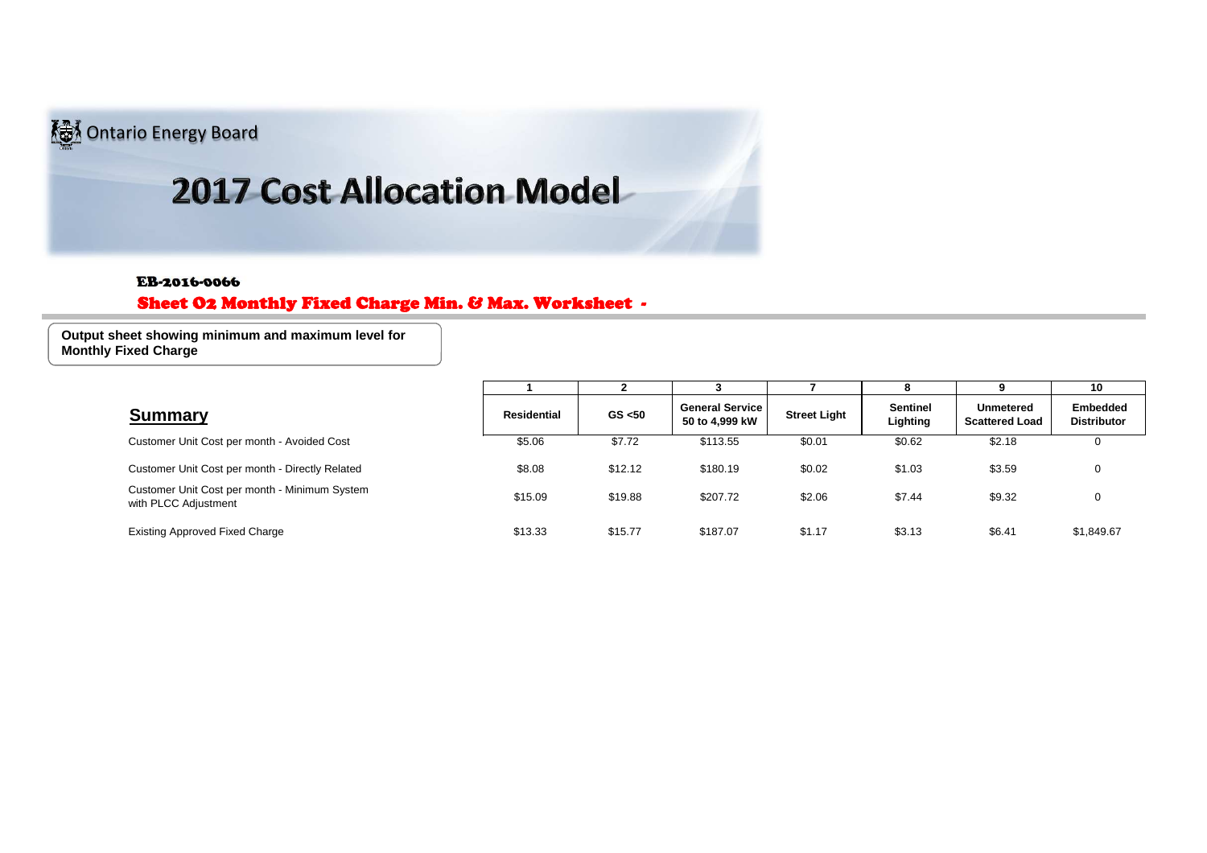Ontario Energy Board

# 2017 Cost Allocation Model

EB-2016-0066

## Sheet O2 Monthly Fixed Charge Min. & Max. Worksheet -

**Output sheet showing minimum and maximum level for Monthly Fixed Charge**

| | 1 | 2 | 3 | 7 | 8 | 9 | 10 |
|---|---|---|---|---|---|---|---|
| **Summary** | **Residential** | **GS <50** | **General Service 50 to 4,999 kW** | **Street Light** | **Sentinel Lighting** | **Unmetered Scattered Load** | **Embedded Distributor** |
| Customer Unit Cost per month - Avoided Cost | $5.06 | $7.72 | $113.55 | $0.01 | $0.62 | $2.18 | 0 |
| Customer Unit Cost per month - Directly Related | $8.08 | $12.12 | $180.19 | $0.02 | $1.03 | $3.59 | 0 |
| Customer Unit Cost per month - Minimum System with PLCC Adjustment | $15.09 | $19.88 | $207.72 | $2.06 | $7.44 | $9.32 | 0 |
| Existing Approved Fixed Charge | $13.33 | $15.77 | $187.07 | $1.17 | $3.13 | $6.41 | $1,849.67 |